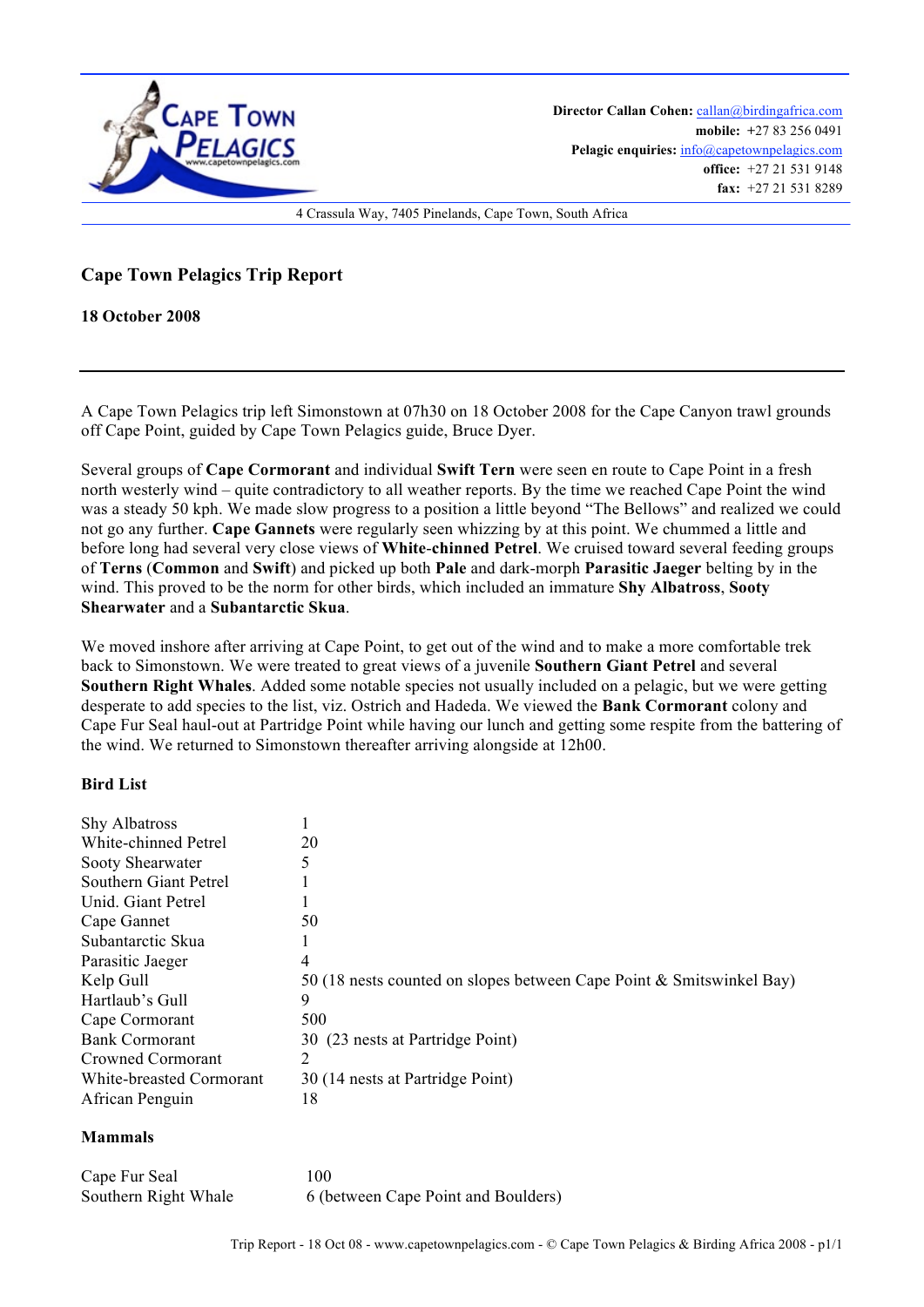**Cape Town Pelagics**

www.capetownpelagics.com

**Director Callan Cohen:** callan@birdingafrica.com
**mobile:** +27 83 256 0491
**Pelagic enquiries:** info@capetownpelagics.com
**office:** +27 21 531 9148
**fax:** +27 21 531 8289

4 Crassula Way, 7405 Pinelands, Cape Town, South Africa

# Cape Town Pelagics Trip Report

**18 October 2008**

---

A Cape Town Pelagics trip left Simonstown at 07h30 on 18 October 2008 for the Cape Canyon trawl grounds off Cape Point, guided by Cape Town Pelagics guide, Bruce Dyer.

Several groups of **Cape Cormorant** and individual **Swift Tern** were seen en route to Cape Point in a fresh north westerly wind – quite contradictory to all weather reports. By the time we reached Cape Point the wind was a steady 50 kph. We made slow progress to a position a little beyond "The Bellows" and realized we could not go any further. **Cape Gannets** were regularly seen whizzing by at this point. We chummed a little and before long had several very close views of **White-chinned Petrel**. We cruised toward several feeding groups of **Terns** (**Common** and **Swift**) and picked up both **Pale** and dark-morph **Parasitic Jaeger** belting by in the wind. This proved to be the norm for other birds, which included an immature **Shy Albatross**, **Sooty Shearwater** and a **Subantarctic Skua**.

We moved inshore after arriving at Cape Point, to get out of the wind and to make a more comfortable trek back to Simonstown. We were treated to great views of a juvenile **Southern Giant Petrel** and several **Southern Right Whales**. Added some notable species not usually included on a pelagic, but we were getting desperate to add species to the list, viz. Ostrich and Hadeda. We viewed the **Bank Cormorant** colony and Cape Fur Seal haul-out at Partridge Point while having our lunch and getting some respite from the battering of the wind. We returned to Simonstown thereafter arriving alongside at 12h00.

### Bird List

| | |
|---|---|
| Shy Albatross | 1 |
| White-chinned Petrel | 20 |
| Sooty Shearwater | 5 |
| Southern Giant Petrel | 1 |
| Unid. Giant Petrel | 1 |
| Cape Gannet | 50 |
| Subantarctic Skua | 1 |
| Parasitic Jaeger | 4 |
| Kelp Gull | 50 (18 nests counted on slopes between Cape Point & Smitswinkel Bay) |
| Hartlaub's Gull | 9 |
| Cape Cormorant | 500 |
| Bank Cormorant | 30 (23 nests at Partridge Point) |
| Crowned Cormorant | 2 |
| White-breasted Cormorant | 30 (14 nests at Partridge Point) |
| African Penguin | 18 |

### Mammals

| | |
|---|---|
| Cape Fur Seal | 100 |
| Southern Right Whale | 6 (between Cape Point and Boulders) |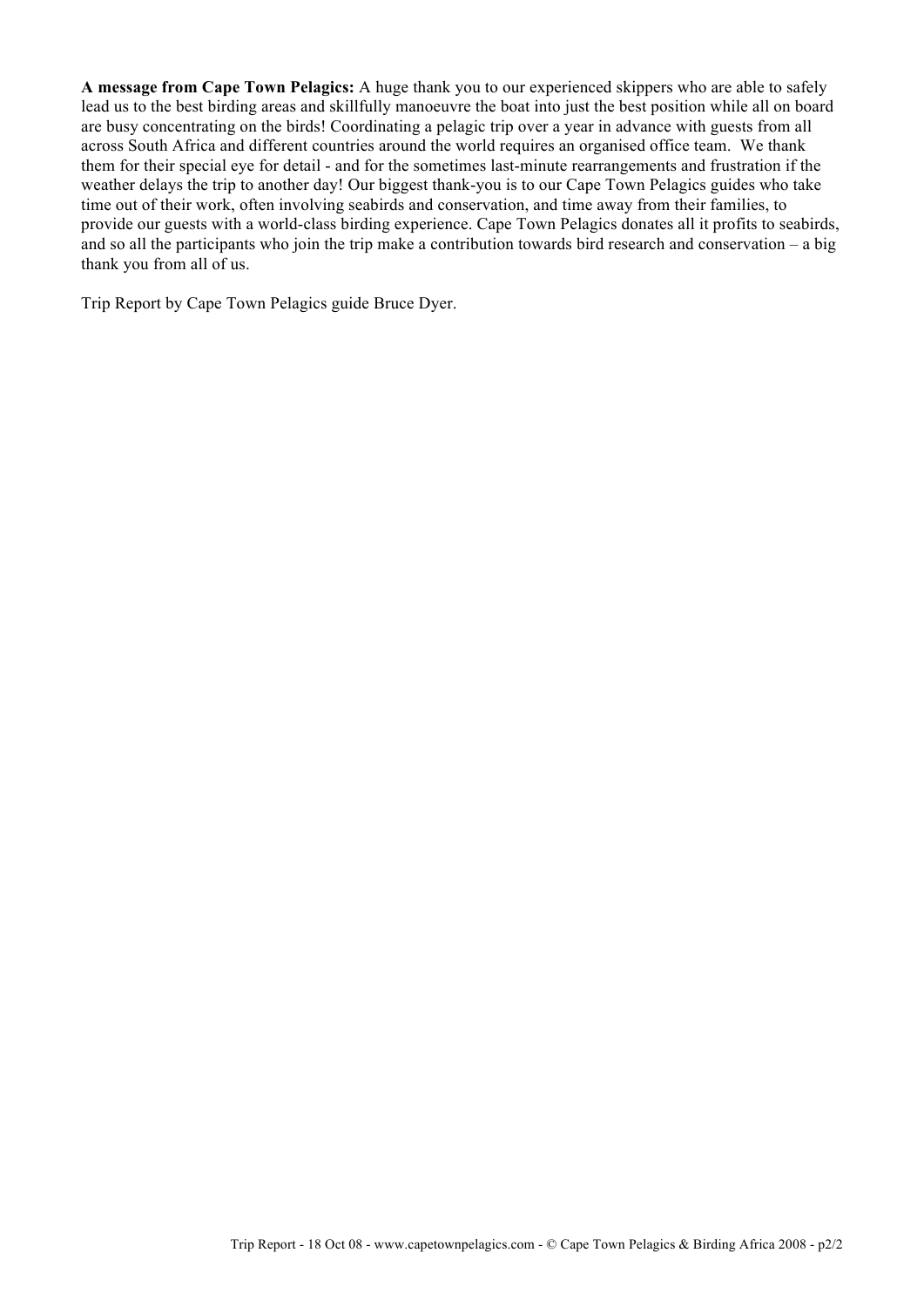**A message from Cape Town Pelagics:** A huge thank you to our experienced skippers who are able to safely lead us to the best birding areas and skillfully manoeuvre the boat into just the best position while all on board are busy concentrating on the birds! Coordinating a pelagic trip over a year in advance with guests from all across South Africa and different countries around the world requires an organised office team. We thank them for their special eye for detail - and for the sometimes last-minute rearrangements and frustration if the weather delays the trip to another day! Our biggest thank-you is to our Cape Town Pelagics guides who take time out of their work, often involving seabirds and conservation, and time away from their families, to provide our guests with a world-class birding experience. Cape Town Pelagics donates all it profits to seabirds, and so all the participants who join the trip make a contribution towards bird research and conservation – a big thank you from all of us.

Trip Report by Cape Town Pelagics guide Bruce Dyer.